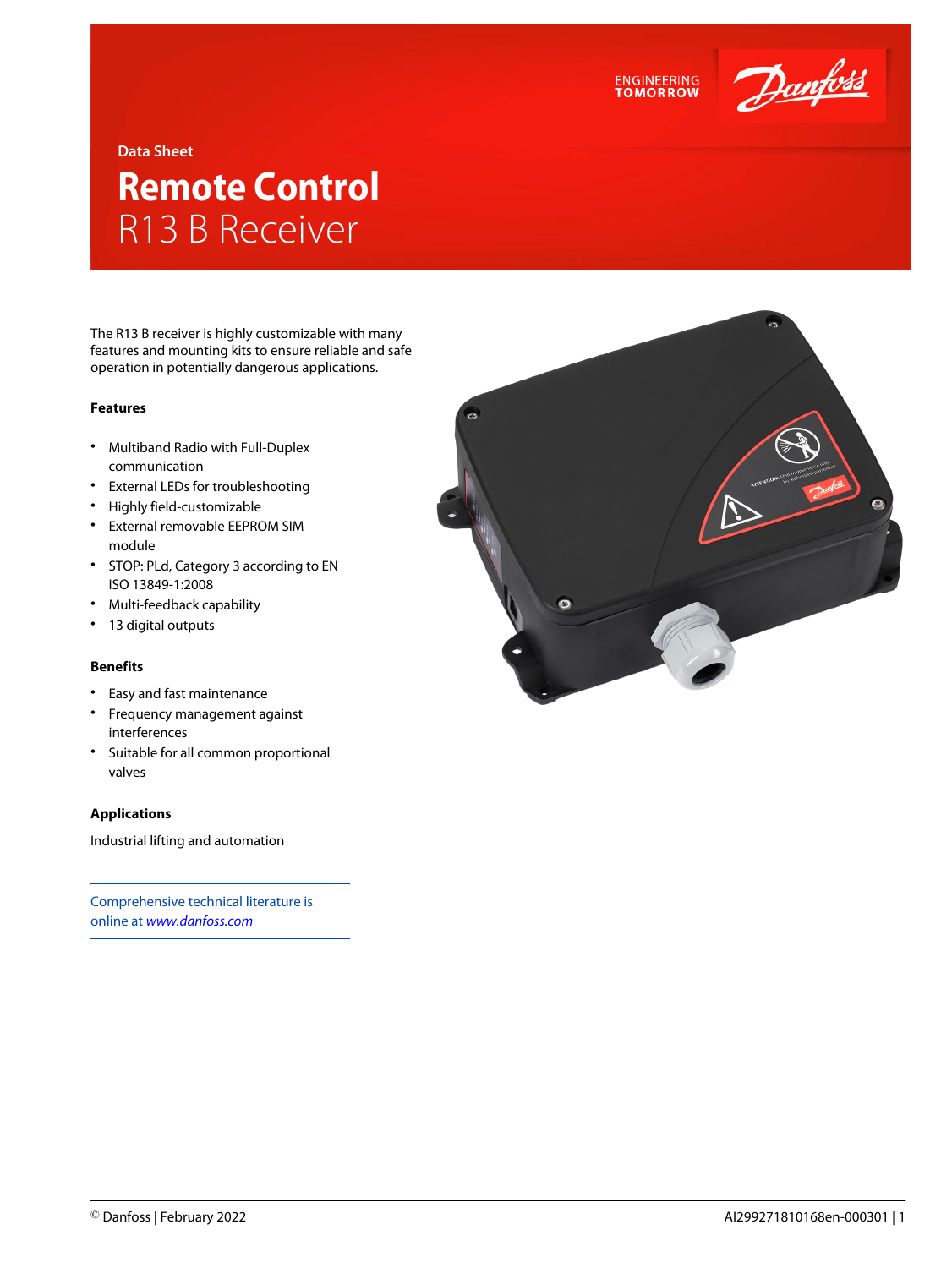Data Sheet

# Remote Control
## R13 B Receiver

The R13 B receiver is highly customizable with many features and mounting kits to ensure reliable and safe operation in potentially dangerous applications.

### Features

- Multiband Radio with Full-Duplex communication
- External LEDs for troubleshooting
- Highly field-customizable
- External removable EEPROM SIM module
- STOP: PLd, Category 3 according to EN ISO 13849-1:2008
- Multi-feedback capability
- 13 digital outputs

### Benefits

- Easy and fast maintenance
- Frequency management against interferences
- Suitable for all common proportional valves

### Applications

Industrial lifting and automation

Comprehensive technical literature is online at *www.danfoss.com*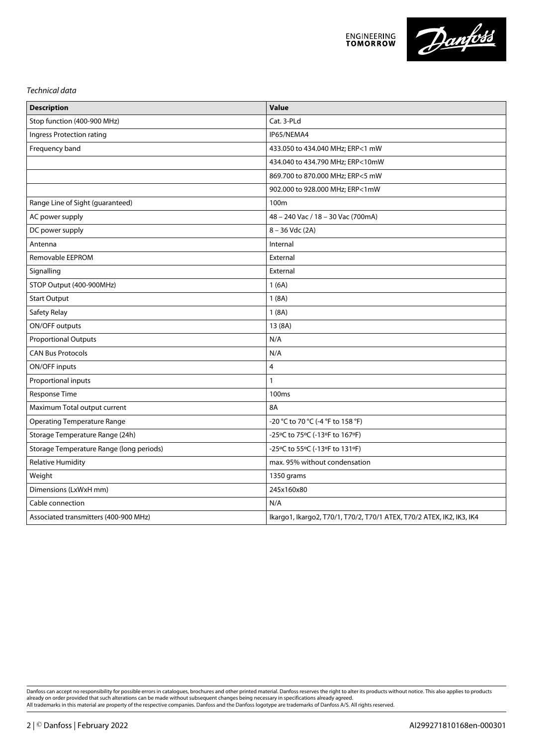*Technical data*

| Description | Value |
| --- | --- |
| Stop function (400-900 MHz) | Cat. 3-PLd |
| Ingress Protection rating | IP65/NEMA4 |
| Frequency band | 433.050 to 434.040 MHz; ERP<1 mW |
| | 434.040 to 434.790 MHz; ERP<10mW |
| | 869.700 to 870.000 MHz; ERP<5 mW |
| | 902.000 to 928.000 MHz; ERP<1mW |
| Range Line of Sight (guaranteed) | 100m |
| AC power supply | 48 – 240 Vac / 18 – 30 Vac (700mA) |
| DC power supply | 8 – 36 Vdc (2A) |
| Antenna | Internal |
| Removable EEPROM | External |
| Signalling | External |
| STOP Output (400-900MHz) | 1 (6A) |
| Start Output | 1 (8A) |
| Safety Relay | 1 (8A) |
| ON/OFF outputs | 13 (8A) |
| Proportional Outputs | N/A |
| CAN Bus Protocols | N/A |
| ON/OFF inputs | 4 |
| Proportional inputs | 1 |
| Response Time | 100ms |
| Maximum Total output current | 8A |
| Operating Temperature Range | -20 °C to 70 °C (-4 °F to 158 °F) |
| Storage Temperature Range (24h) | -25ºC to 75ºC (-13ºF to 167ºF) |
| Storage Temperature Range (long periods) | -25ºC to 55ºC (-13ºF to 131ºF) |
| Relative Humidity | max. 95% without condensation |
| Weight | 1350 grams |
| Dimensions (LxWxH mm) | 245x160x80 |
| Cable connection | N/A |
| Associated transmitters (400-900 MHz) | Ikargo1, Ikargo2, T70/1, T70/2, T70/1 ATEX, T70/2 ATEX, IK2, IK3, IK4 |

Danfoss can accept no responsibility for possible errors in catalogues, brochures and other printed material. Danfoss reserves the right to alter its products without notice. This also applies to products already on order provided that such alterations can be made without subsequent changes being necessary in specifications already agreed.
All trademarks in this material are property of the respective companies. Danfoss and the Danfoss logotype are trademarks of Danfoss A/S. All rights reserved.

© Danfoss | February 2022 AI299271810168en-000301